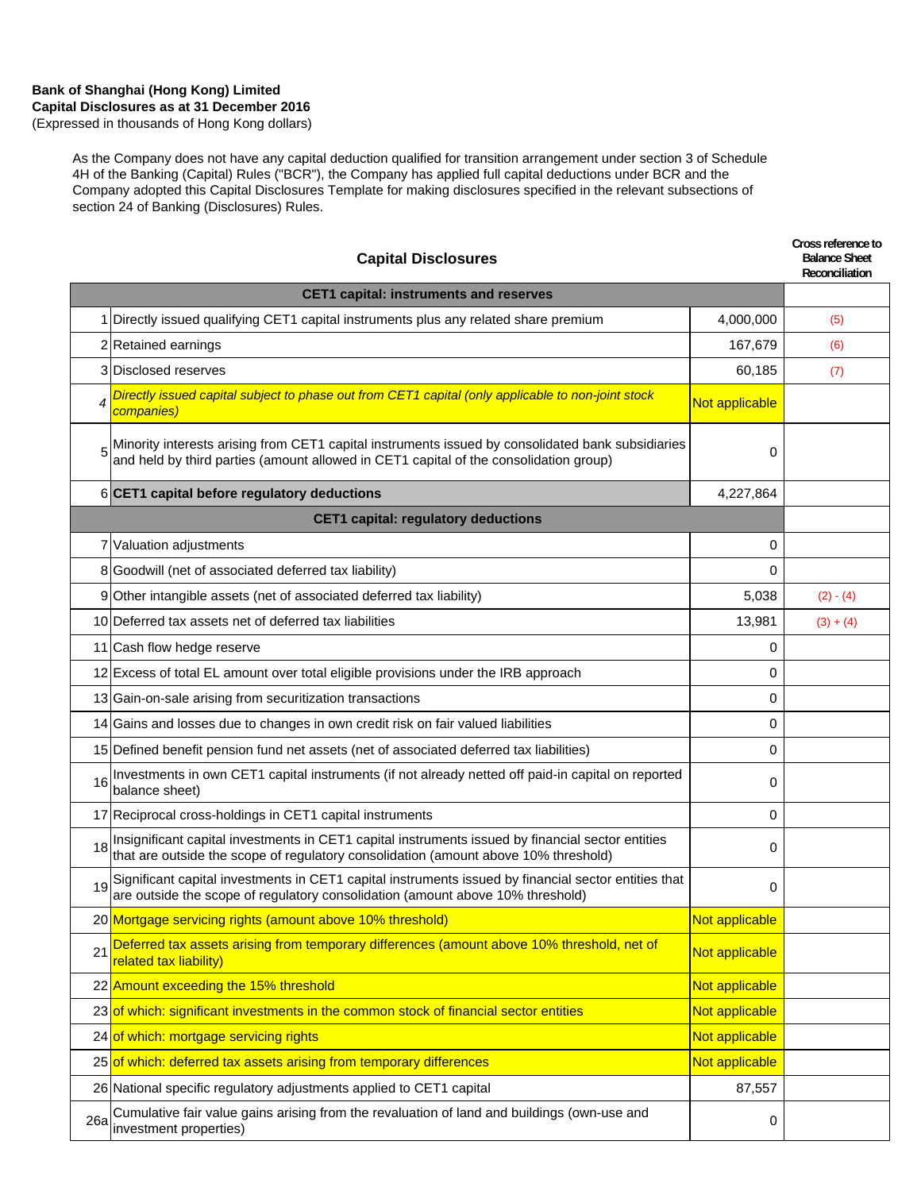**Bank of Shanghai (Hong Kong) Limited**
**Capital Disclosures as at 31 December 2016**
(Expressed in thousands of Hong Kong dollars)

As the Company does not have any capital deduction qualified for transition arrangement under section 3 of Schedule 4H of the Banking (Capital) Rules ("BCR"), the Company has applied full capital deductions under BCR and the Company adopted this Capital Disclosures Template for making disclosures specified in the relevant subsections of section 24 of Banking (Disclosures) Rules.

## Capital Disclosures

| | | | Cross reference to Balance Sheet Reconciliation |
|---|---|---|---|
| | **CET1 capital: instruments and reserves** | | |
| 1 | Directly issued qualifying CET1 capital instruments plus any related share premium | 4,000,000 | (5) |
| 2 | Retained earnings | 167,679 | (6) |
| 3 | Disclosed reserves | 60,185 | (7) |
| *4* | *Directly issued capital subject to phase out from CET1 capital (only applicable to non-joint stock companies)* | Not applicable | |
| 5 | Minority interests arising from CET1 capital instruments issued by consolidated bank subsidiaries and held by third parties (amount allowed in CET1 capital of the consolidation group) | 0 | |
| 6 | **CET1 capital before regulatory deductions** | 4,227,864 | |
| | **CET1 capital: regulatory deductions** | | |
| 7 | Valuation adjustments | 0 | |
| 8 | Goodwill (net of associated deferred tax liability) | 0 | |
| 9 | Other intangible assets (net of associated deferred tax liability) | 5,038 | (2) - (4) |
| 10 | Deferred tax assets net of deferred tax liabilities | 13,981 | (3) + (4) |
| 11 | Cash flow hedge reserve | 0 | |
| 12 | Excess of total EL amount over total eligible provisions under the IRB approach | 0 | |
| 13 | Gain-on-sale arising from securitization transactions | 0 | |
| 14 | Gains and losses due to changes in own credit risk on fair valued liabilities | 0 | |
| 15 | Defined benefit pension fund net assets (net of associated deferred tax liabilities) | 0 | |
| 16 | Investments in own CET1 capital instruments (if not already netted off paid-in capital on reported balance sheet) | 0 | |
| 17 | Reciprocal cross-holdings in CET1 capital instruments | 0 | |
| 18 | Insignificant capital investments in CET1 capital instruments issued by financial sector entities that are outside the scope of regulatory consolidation (amount above 10% threshold) | 0 | |
| 19 | Significant capital investments in CET1 capital instruments issued by financial sector entities that are outside the scope of regulatory consolidation (amount above 10% threshold) | 0 | |
| 20 | Mortgage servicing rights (amount above 10% threshold) | Not applicable | |
| 21 | Deferred tax assets arising from temporary differences (amount above 10% threshold, net of related tax liability) | Not applicable | |
| 22 | Amount exceeding the 15% threshold | Not applicable | |
| 23 | of which: significant investments in the common stock of financial sector entities | Not applicable | |
| 24 | of which: mortgage servicing rights | Not applicable | |
| 25 | of which: deferred tax assets arising from temporary differences | Not applicable | |
| 26 | National specific regulatory adjustments applied to CET1 capital | 87,557 | |
| 26a | Cumulative fair value gains arising from the revaluation of land and buildings (own-use and investment properties) | 0 | |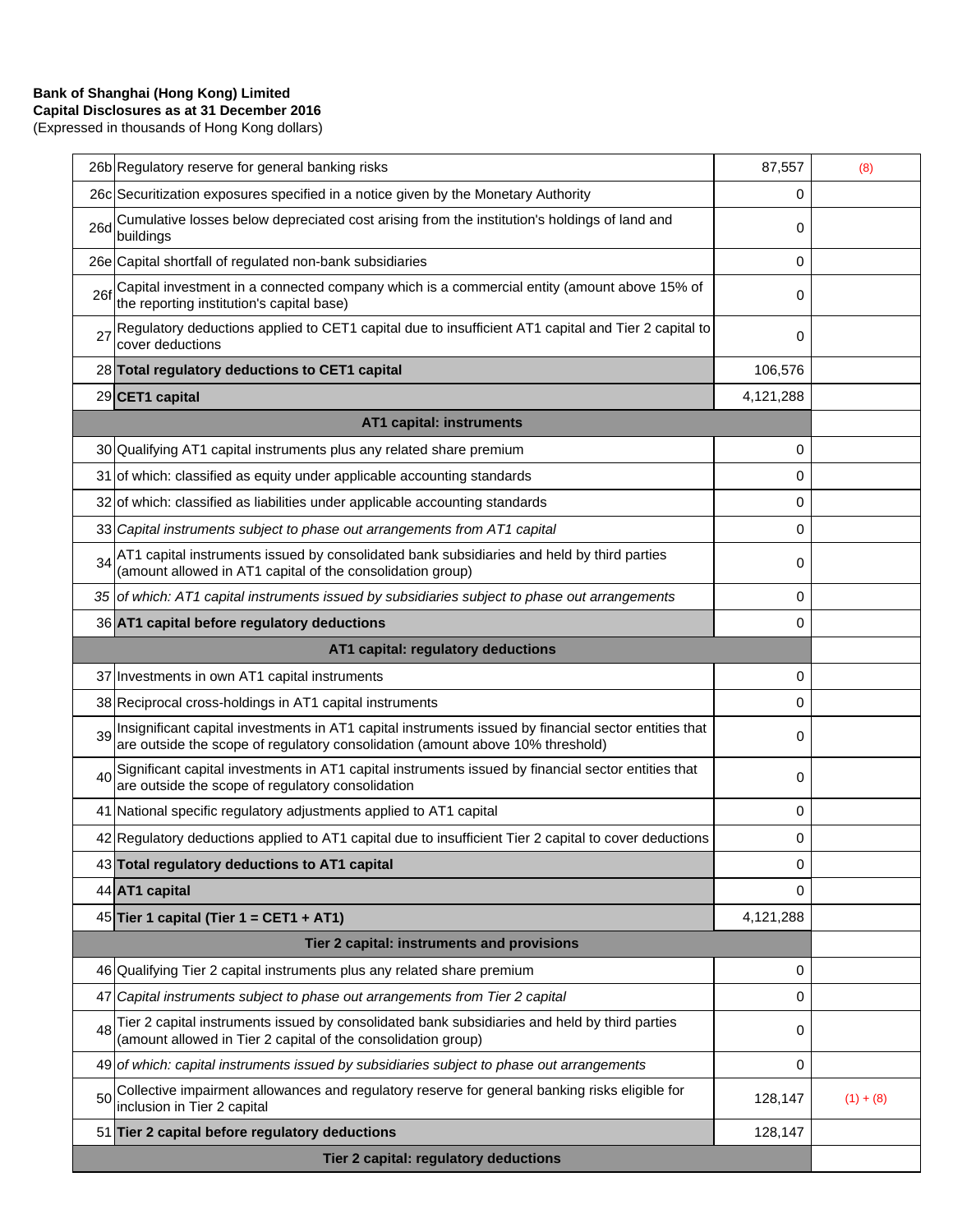**Bank of Shanghai (Hong Kong) Limited**
**Capital Disclosures as at 31 December 2016**
(Expressed in thousands of Hong Kong dollars)

| | | | |
|---|---|---|---|
| 26b | Regulatory reserve for general banking risks | 87,557 | (8) |
| 26c | Securitization exposures specified in a notice given by the Monetary Authority | 0 | |
| 26d | Cumulative losses below depreciated cost arising from the institution's holdings of land and buildings | 0 | |
| 26e | Capital shortfall of regulated non-bank subsidiaries | 0 | |
| 26f | Capital investment in a connected company which is a commercial entity (amount above 15% of the reporting institution's capital base) | 0 | |
| 27 | Regulatory deductions applied to CET1 capital due to insufficient AT1 capital and Tier 2 capital to cover deductions | 0 | |
| 28 | **Total regulatory deductions to CET1 capital** | 106,576 | |
| 29 | **CET1 capital** | 4,121,288 | |
| | **AT1 capital: instruments** | | |
| 30 | Qualifying AT1 capital instruments plus any related share premium | 0 | |
| 31 | of which: classified as equity under applicable accounting standards | 0 | |
| 32 | of which: classified as liabilities under applicable accounting standards | 0 | |
| 33 | *Capital instruments subject to phase out arrangements from AT1 capital* | 0 | |
| 34 | AT1 capital instruments issued by consolidated bank subsidiaries and held by third parties (amount allowed in AT1 capital of the consolidation group) | 0 | |
| *35* | *of which: AT1 capital instruments issued by subsidiaries subject to phase out arrangements* | 0 | |
| 36 | **AT1 capital before regulatory deductions** | 0 | |
| | **AT1 capital: regulatory deductions** | | |
| 37 | Investments in own AT1 capital instruments | 0 | |
| 38 | Reciprocal cross-holdings in AT1 capital instruments | 0 | |
| 39 | Insignificant capital investments in AT1 capital instruments issued by financial sector entities that are outside the scope of regulatory consolidation (amount above 10% threshold) | 0 | |
| 40 | Significant capital investments in AT1 capital instruments issued by financial sector entities that are outside the scope of regulatory consolidation | 0 | |
| 41 | National specific regulatory adjustments applied to AT1 capital | 0 | |
| 42 | Regulatory deductions applied to AT1 capital due to insufficient Tier 2 capital to cover deductions | 0 | |
| 43 | **Total regulatory deductions to AT1 capital** | 0 | |
| 44 | **AT1 capital** | 0 | |
| 45 | **Tier 1 capital (Tier 1 = CET1 + AT1)** | 4,121,288 | |
| | **Tier 2 capital: instruments and provisions** | | |
| 46 | Qualifying Tier 2 capital instruments plus any related share premium | 0 | |
| 47 | *Capital instruments subject to phase out arrangements from Tier 2 capital* | 0 | |
| 48 | Tier 2 capital instruments issued by consolidated bank subsidiaries and held by third parties (amount allowed in Tier 2 capital of the consolidation group) | 0 | |
| 49 | *of which: capital instruments issued by subsidiaries subject to phase out arrangements* | 0 | |
| 50 | Collective impairment allowances and regulatory reserve for general banking risks eligible for inclusion in Tier 2 capital | 128,147 | (1) + (8) |
| 51 | **Tier 2 capital before regulatory deductions** | 128,147 | |
| | **Tier 2 capital: regulatory deductions** | | |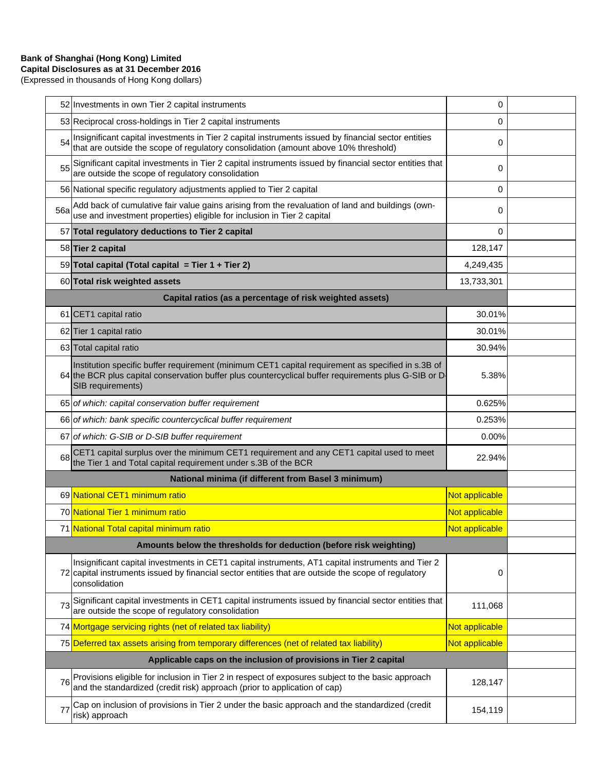**Bank of Shanghai (Hong Kong) Limited**
**Capital Disclosures as at 31 December 2016**
(Expressed in thousands of Hong Kong dollars)

| | | | |
|---|---|---|---|
| 52 | Investments in own Tier 2 capital instruments | 0 | |
| 53 | Reciprocal cross-holdings in Tier 2 capital instruments | 0 | |
| 54 | Insignificant capital investments in Tier 2 capital instruments issued by financial sector entities that are outside the scope of regulatory consolidation (amount above 10% threshold) | 0 | |
| 55 | Significant capital investments in Tier 2 capital instruments issued by financial sector entities that are outside the scope of regulatory consolidation | 0 | |
| 56 | National specific regulatory adjustments applied to Tier 2 capital | 0 | |
| 56a | Add back of cumulative fair value gains arising from the revaluation of land and buildings (own-use and investment properties) eligible for inclusion in Tier 2 capital | 0 | |
| 57 | **Total regulatory deductions to Tier 2 capital** | 0 | |
| 58 | **Tier 2 capital** | 128,147 | |
| 59 | **Total capital (Total capital = Tier 1 + Tier 2)** | 4,249,435 | |
| 60 | **Total risk weighted assets** | 13,733,301 | |
| | **Capital ratios (as a percentage of risk weighted assets)** | | |
| 61 | CET1 capital ratio | 30.01% | |
| 62 | Tier 1 capital ratio | 30.01% | |
| 63 | Total capital ratio | 30.94% | |
| 64 | Institution specific buffer requirement (minimum CET1 capital requirement as specified in s.3B of the BCR plus capital conservation buffer plus countercyclical buffer requirements plus G-SIB or D-SIB requirements) | 5.38% | |
| 65 | *of which: capital conservation buffer requirement* | 0.625% | |
| 66 | *of which: bank specific countercyclical buffer requirement* | 0.253% | |
| 67 | *of which: G-SIB or D-SIB buffer requirement* | 0.00% | |
| 68 | CET1 capital surplus over the minimum CET1 requirement and any CET1 capital used to meet the Tier 1 and Total capital requirement under s.3B of the BCR | 22.94% | |
| | **National minima (if different from Basel 3 minimum)** | | |
| 69 | National CET1 minimum ratio | Not applicable | |
| 70 | National Tier 1 minimum ratio | Not applicable | |
| 71 | National Total capital minimum ratio | Not applicable | |
| | **Amounts below the thresholds for deduction (before risk weighting)** | | |
| 72 | Insignificant capital investments in CET1 capital instruments, AT1 capital instruments and Tier 2 capital instruments issued by financial sector entities that are outside the scope of regulatory consolidation | 0 | |
| 73 | Significant capital investments in CET1 capital instruments issued by financial sector entities that are outside the scope of regulatory consolidation | 111,068 | |
| 74 | Mortgage servicing rights (net of related tax liability) | Not applicable | |
| 75 | Deferred tax assets arising from temporary differences (net of related tax liability) | Not applicable | |
| | **Applicable caps on the inclusion of provisions in Tier 2 capital** | | |
| 76 | Provisions eligible for inclusion in Tier 2 in respect of exposures subject to the basic approach and the standardized (credit risk) approach (prior to application of cap) | 128,147 | |
| 77 | Cap on inclusion of provisions in Tier 2 under the basic approach and the standardized (credit risk) approach | 154,119 | |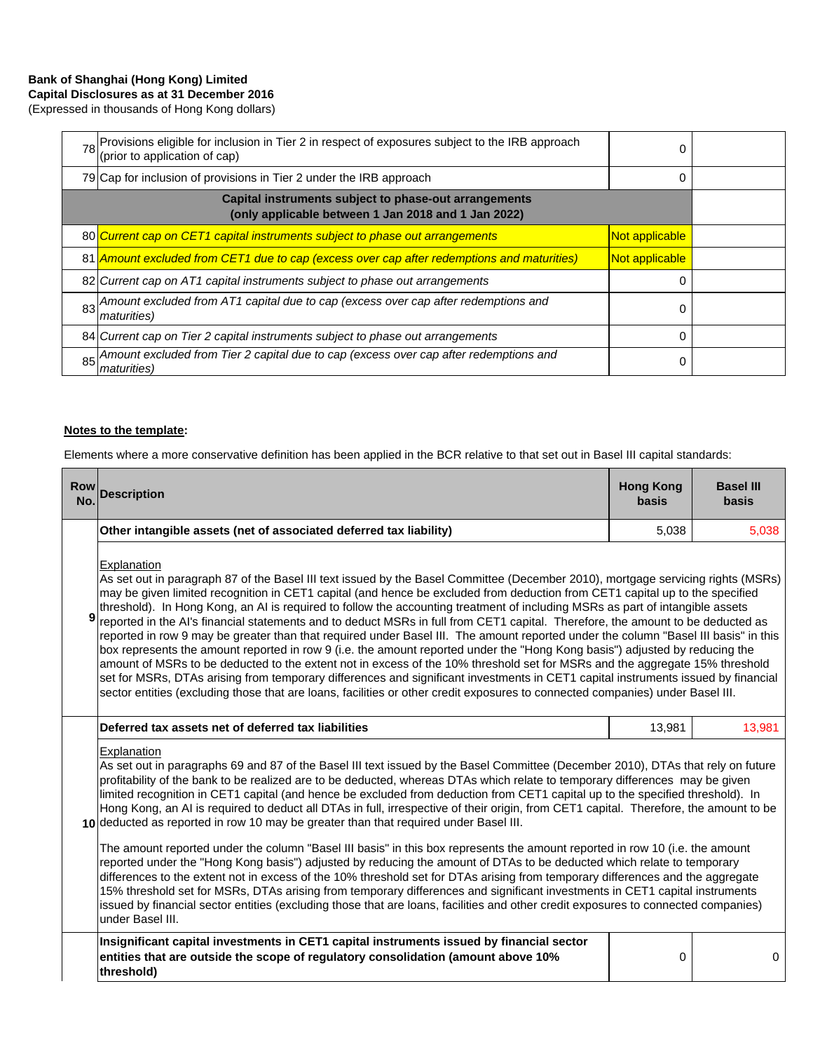**Bank of Shanghai (Hong Kong) Limited**
**Capital Disclosures as at 31 December 2016**
(Expressed in thousands of Hong Kong dollars)

| | | | |
|---|---|---|---|
| 78 | Provisions eligible for inclusion in Tier 2 in respect of exposures subject to the IRB approach (prior to application of cap) | 0 | |
| 79 | Cap for inclusion of provisions in Tier 2 under the IRB approach | 0 | |
| | **Capital instruments subject to phase-out arrangements (only applicable between 1 Jan 2018 and 1 Jan 2022)** | | |
| 80 | *Current cap on CET1 capital instruments subject to phase out arrangements* | Not applicable | |
| 81 | *Amount excluded from CET1 due to cap (excess over cap after redemptions and maturities)* | Not applicable | |
| 82 | *Current cap on AT1 capital instruments subject to phase out arrangements* | 0 | |
| 83 | *Amount excluded from AT1 capital due to cap (excess over cap after redemptions and maturities)* | 0 | |
| 84 | *Current cap on Tier 2 capital instruments subject to phase out arrangements* | 0 | |
| 85 | *Amount excluded from Tier 2 capital due to cap (excess over cap after redemptions and maturities)* | 0 | |

**Notes to the template:**

Elements where a more conservative definition has been applied in the BCR relative to that set out in Basel III capital standards:

| Row No. | Description | Hong Kong basis | Basel III basis |
|---|---|---|---|
| 9 | **Other intangible assets (net of associated deferred tax liability)** | 5,038 | 5,038 |
| | Explanation<br>As set out in paragraph 87 of the Basel III text issued by the Basel Committee (December 2010), mortgage servicing rights (MSRs) may be given limited recognition in CET1 capital (and hence be excluded from deduction from CET1 capital up to the specified threshold). In Hong Kong, an AI is required to follow the accounting treatment of including MSRs as part of intangible assets reported in the AI's financial statements and to deduct MSRs in full from CET1 capital. Therefore, the amount to be deducted as reported in row 9 may be greater than that required under Basel III. The amount reported under the column "Basel III basis" in this box represents the amount reported in row 9 (i.e. the amount reported under the "Hong Kong basis") adjusted by reducing the amount of MSRs to be deducted to the extent not in excess of the 10% threshold set for MSRs and the aggregate 15% threshold set for MSRs, DTAs arising from temporary differences and significant investments in CET1 capital instruments issued by financial sector entities (excluding those that are loans, facilities or other credit exposures to connected companies) under Basel III. | | |
| 10 | **Deferred tax assets net of deferred tax liabilities** | 13,981 | 13,981 |
| | Explanation<br>As set out in paragraphs 69 and 87 of the Basel III text issued by the Basel Committee (December 2010), DTAs that rely on future profitability of the bank to be realized are to be deducted, whereas DTAs which relate to temporary differences may be given limited recognition in CET1 capital (and hence be excluded from deduction from CET1 capital up to the specified threshold). In Hong Kong, an AI is required to deduct all DTAs in full, irrespective of their origin, from CET1 capital. Therefore, the amount to be deducted as reported in row 10 may be greater than that required under Basel III.<br><br>The amount reported under the column "Basel III basis" in this box represents the amount reported in row 10 (i.e. the amount reported under the "Hong Kong basis") adjusted by reducing the amount of DTAs to be deducted which relate to temporary differences to the extent not in excess of the 10% threshold set for DTAs arising from temporary differences and the aggregate 15% threshold set for MSRs, DTAs arising from temporary differences and significant investments in CET1 capital instruments issued by financial sector entities (excluding those that are loans, facilities and other credit exposures to connected companies) under Basel III. | | |
| | **Insignificant capital investments in CET1 capital instruments issued by financial sector entities that are outside the scope of regulatory consolidation (amount above 10% threshold)** | 0 | 0 |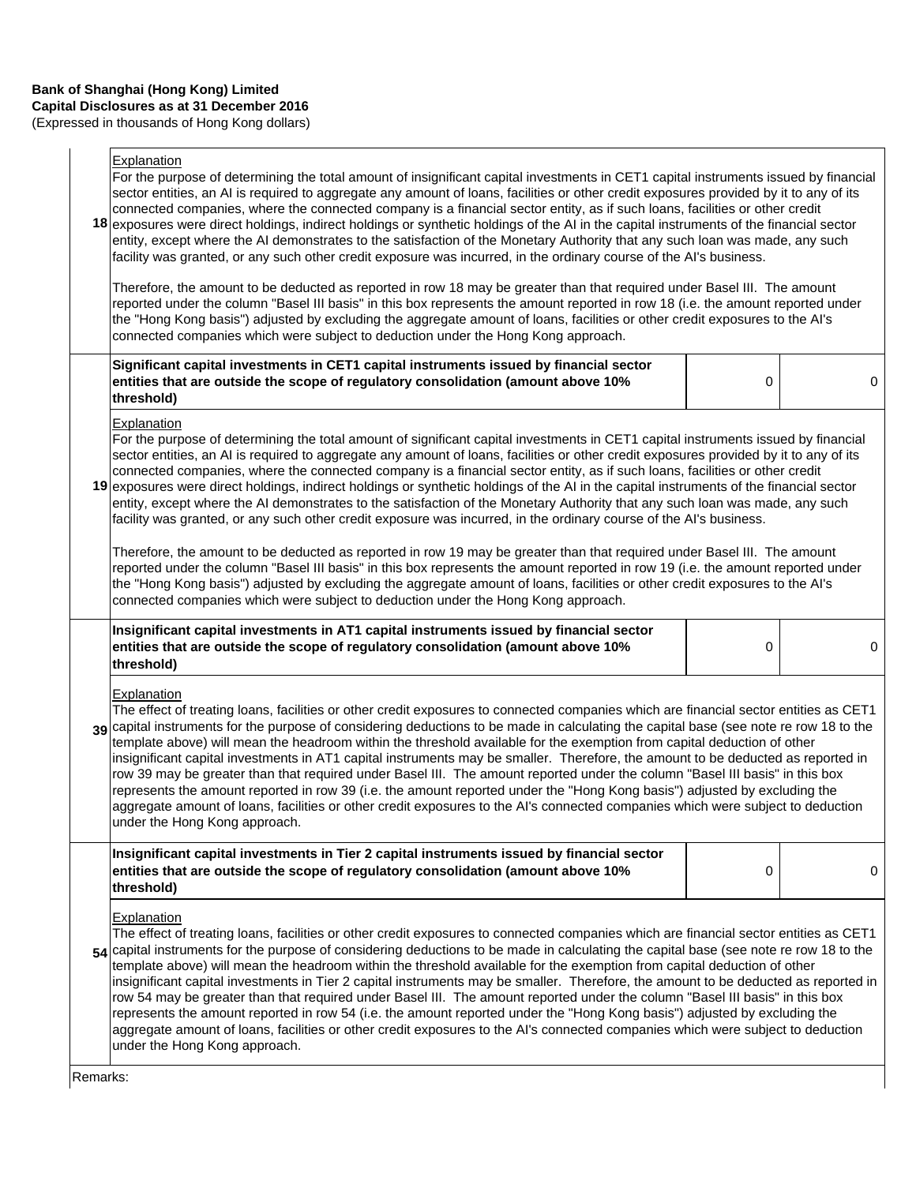**Bank of Shanghai (Hong Kong) Limited**
**Capital Disclosures as at 31 December 2016**
(Expressed in thousands of Hong Kong dollars)

| | | | |
|---|---|---|---|
| 18 | Explanation<br>For the purpose of determining the total amount of insignificant capital investments in CET1 capital instruments issued by financial sector entities, an AI is required to aggregate any amount of loans, facilities or other credit exposures provided by it to any of its connected companies, where the connected company is a financial sector entity, as if such loans, facilities or other credit exposures were direct holdings, indirect holdings or synthetic holdings of the AI in the capital instruments of the financial sector entity, except where the AI demonstrates to the satisfaction of the Monetary Authority that any such loan was made, any such facility was granted, or any such other credit exposure was incurred, in the ordinary course of the AI's business.<br><br>Therefore, the amount to be deducted as reported in row 18 may be greater than that required under Basel III. The amount reported under the column "Basel III basis" in this box represents the amount reported in row 18 (i.e. the amount reported under the "Hong Kong basis") adjusted by excluding the aggregate amount of loans, facilities or other credit exposures to the AI's connected companies which were subject to deduction under the Hong Kong approach. | | |
| 19 | **Significant capital investments in CET1 capital instruments issued by financial sector entities that are outside the scope of regulatory consolidation (amount above 10% threshold)** | 0 | 0 |
| | Explanation<br>For the purpose of determining the total amount of significant capital investments in CET1 capital instruments issued by financial sector entities, an AI is required to aggregate any amount of loans, facilities or other credit exposures provided by it to any of its connected companies, where the connected company is a financial sector entity, as if such loans, facilities or other credit exposures were direct holdings, indirect holdings or synthetic holdings of the AI in the capital instruments of the financial sector entity, except where the AI demonstrates to the satisfaction of the Monetary Authority that any such loan was made, any such facility was granted, or any such other credit exposure was incurred, in the ordinary course of the AI's business.<br><br>Therefore, the amount to be deducted as reported in row 19 may be greater than that required under Basel III. The amount reported under the column "Basel III basis" in this box represents the amount reported in row 19 (i.e. the amount reported under the "Hong Kong basis") adjusted by excluding the aggregate amount of loans, facilities or other credit exposures to the AI's connected companies which were subject to deduction under the Hong Kong approach. | | |
| 39 | **Insignificant capital investments in AT1 capital instruments issued by financial sector entities that are outside the scope of regulatory consolidation (amount above 10% threshold)** | 0 | 0 |
| | Explanation<br>The effect of treating loans, facilities or other credit exposures to connected companies which are financial sector entities as CET1 capital instruments for the purpose of considering deductions to be made in calculating the capital base (see note re row 18 to the template above) will mean the headroom within the threshold available for the exemption from capital deduction of other insignificant capital investments in AT1 capital instruments may be smaller. Therefore, the amount to be deducted as reported in row 39 may be greater than that required under Basel III. The amount reported under the column "Basel III basis" in this box represents the amount reported in row 39 (i.e. the amount reported under the "Hong Kong basis") adjusted by excluding the aggregate amount of loans, facilities or other credit exposures to the AI's connected companies which were subject to deduction under the Hong Kong approach. | | |
| 54 | **Insignificant capital investments in Tier 2 capital instruments issued by financial sector entities that are outside the scope of regulatory consolidation (amount above 10% threshold)** | 0 | 0 |
| | Explanation<br>The effect of treating loans, facilities or other credit exposures to connected companies which are financial sector entities as CET1 capital instruments for the purpose of considering deductions to be made in calculating the capital base (see note re row 18 to the template above) will mean the headroom within the threshold available for the exemption from capital deduction of other insignificant capital investments in Tier 2 capital instruments may be smaller. Therefore, the amount to be deducted as reported in row 54 may be greater than that required under Basel III. The amount reported under the column "Basel III basis" in this box represents the amount reported in row 54 (i.e. the amount reported under the "Hong Kong basis") adjusted by excluding the aggregate amount of loans, facilities or other credit exposures to the AI's connected companies which were subject to deduction under the Hong Kong approach. | | |

Remarks: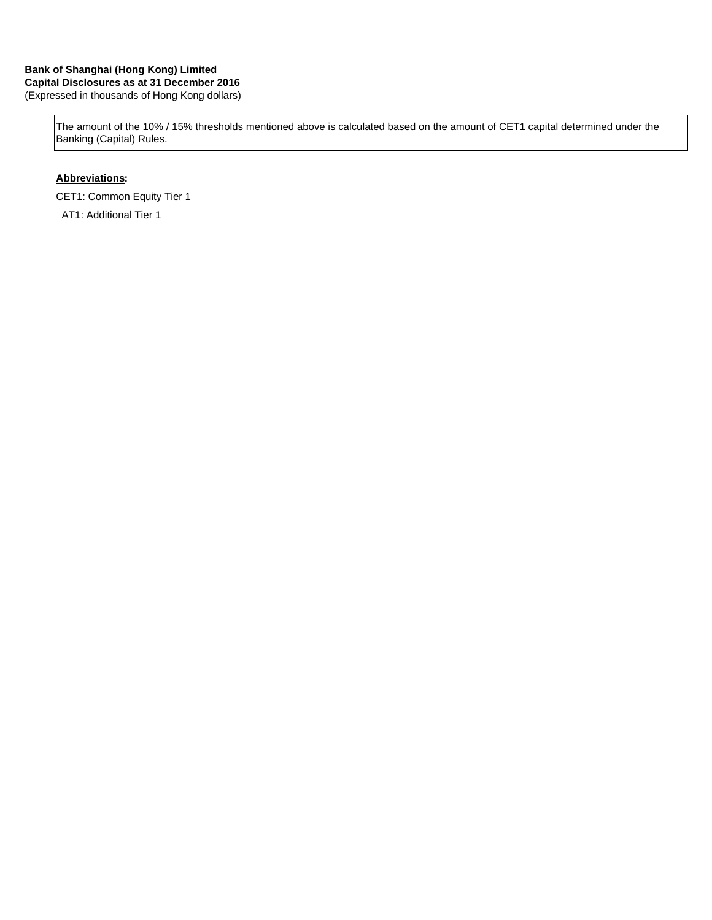**Bank of Shanghai (Hong Kong) Limited**
**Capital Disclosures as at 31 December 2016**
(Expressed in thousands of Hong Kong dollars)

The amount of the 10% / 15% thresholds mentioned above is calculated based on the amount of CET1 capital determined under the Banking (Capital) Rules.

**Abbreviations:**

CET1: Common Equity Tier 1

AT1: Additional Tier 1